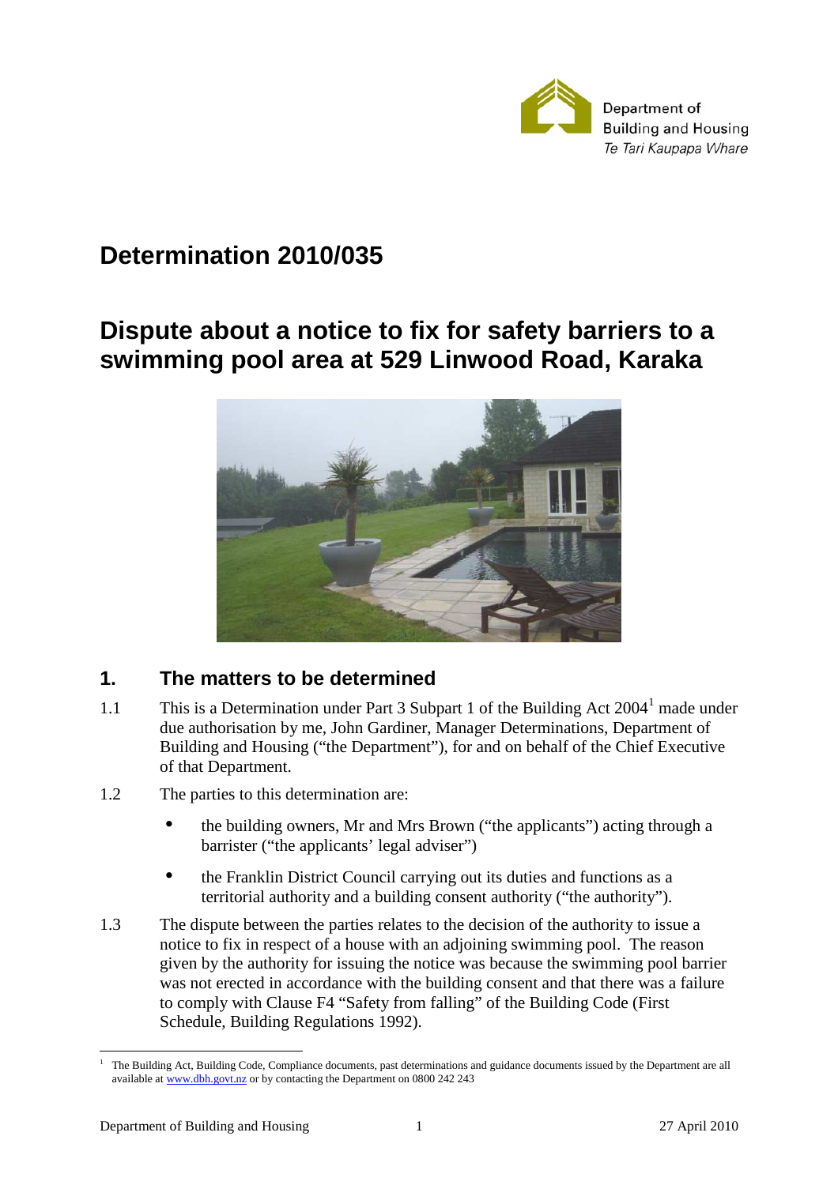Department of Building and Housing
*Te Tari Kaupapa Whare*

# Determination 2010/035

# Dispute about a notice to fix for safety barriers to a swimming pool area at 529 Linwood Road, Karaka

## 1. The matters to be determined

1.1 This is a Determination under Part 3 Subpart 1 of the Building Act 2004[1] made under due authorisation by me, John Gardiner, Manager Determinations, Department of Building and Housing ("the Department"), for and on behalf of the Chief Executive of that Department.

1.2 The parties to this determination are:

- the building owners, Mr and Mrs Brown ("the applicants") acting through a barrister ("the applicants' legal adviser")
- the Franklin District Council carrying out its duties and functions as a territorial authority and a building consent authority ("the authority").

1.3 The dispute between the parties relates to the decision of the authority to issue a notice to fix in respect of a house with an adjoining swimming pool. The reason given by the authority for issuing the notice was because the swimming pool barrier was not erected in accordance with the building consent and that there was a failure to comply with Clause F4 "Safety from falling" of the Building Code (First Schedule, Building Regulations 1992).

[1] The Building Act, Building Code, Compliance documents, past determinations and guidance documents issued by the Department are all available at www.dbh.govt.nz or by contacting the Department on 0800 242 243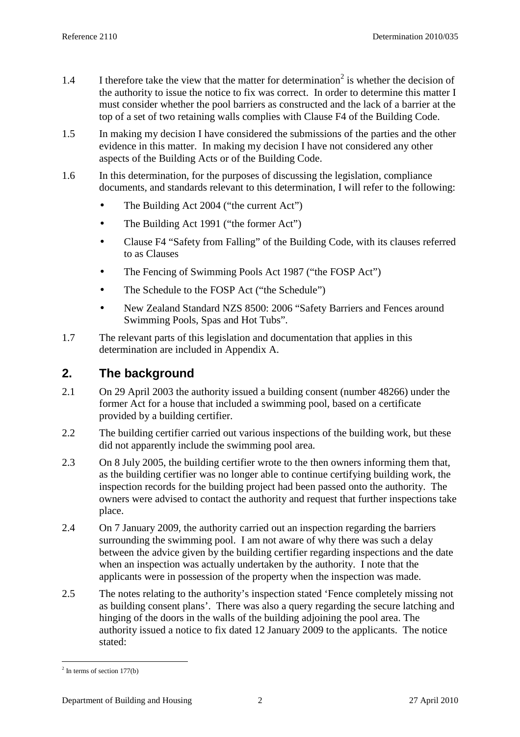1.4 I therefore take the view that the matter for determination[2] is whether the decision of the authority to issue the notice to fix was correct. In order to determine this matter I must consider whether the pool barriers as constructed and the lack of a barrier at the top of a set of two retaining walls complies with Clause F4 of the Building Code.

1.5 In making my decision I have considered the submissions of the parties and the other evidence in this matter. In making my decision I have not considered any other aspects of the Building Acts or of the Building Code.

1.6 In this determination, for the purposes of discussing the legislation, compliance documents, and standards relevant to this determination, I will refer to the following:

- The Building Act 2004 ("the current Act")
- The Building Act 1991 ("the former Act")
- Clause F4 "Safety from Falling" of the Building Code, with its clauses referred to as Clauses
- The Fencing of Swimming Pools Act 1987 ("the FOSP Act")
- The Schedule to the FOSP Act ("the Schedule")
- New Zealand Standard NZS 8500: 2006 "Safety Barriers and Fences around Swimming Pools, Spas and Hot Tubs".

1.7 The relevant parts of this legislation and documentation that applies in this determination are included in Appendix A.

## 2. The background

2.1 On 29 April 2003 the authority issued a building consent (number 48266) under the former Act for a house that included a swimming pool, based on a certificate provided by a building certifier.

2.2 The building certifier carried out various inspections of the building work, but these did not apparently include the swimming pool area.

2.3 On 8 July 2005, the building certifier wrote to the then owners informing them that, as the building certifier was no longer able to continue certifying building work, the inspection records for the building project had been passed onto the authority. The owners were advised to contact the authority and request that further inspections take place.

2.4 On 7 January 2009, the authority carried out an inspection regarding the barriers surrounding the swimming pool. I am not aware of why there was such a delay between the advice given by the building certifier regarding inspections and the date when an inspection was actually undertaken by the authority. I note that the applicants were in possession of the property when the inspection was made.

2.5 The notes relating to the authority's inspection stated 'Fence completely missing not as building consent plans'. There was also a query regarding the secure latching and hinging of the doors in the walls of the building adjoining the pool area. The authority issued a notice to fix dated 12 January 2009 to the applicants. The notice stated:

[2] In terms of section 177(b)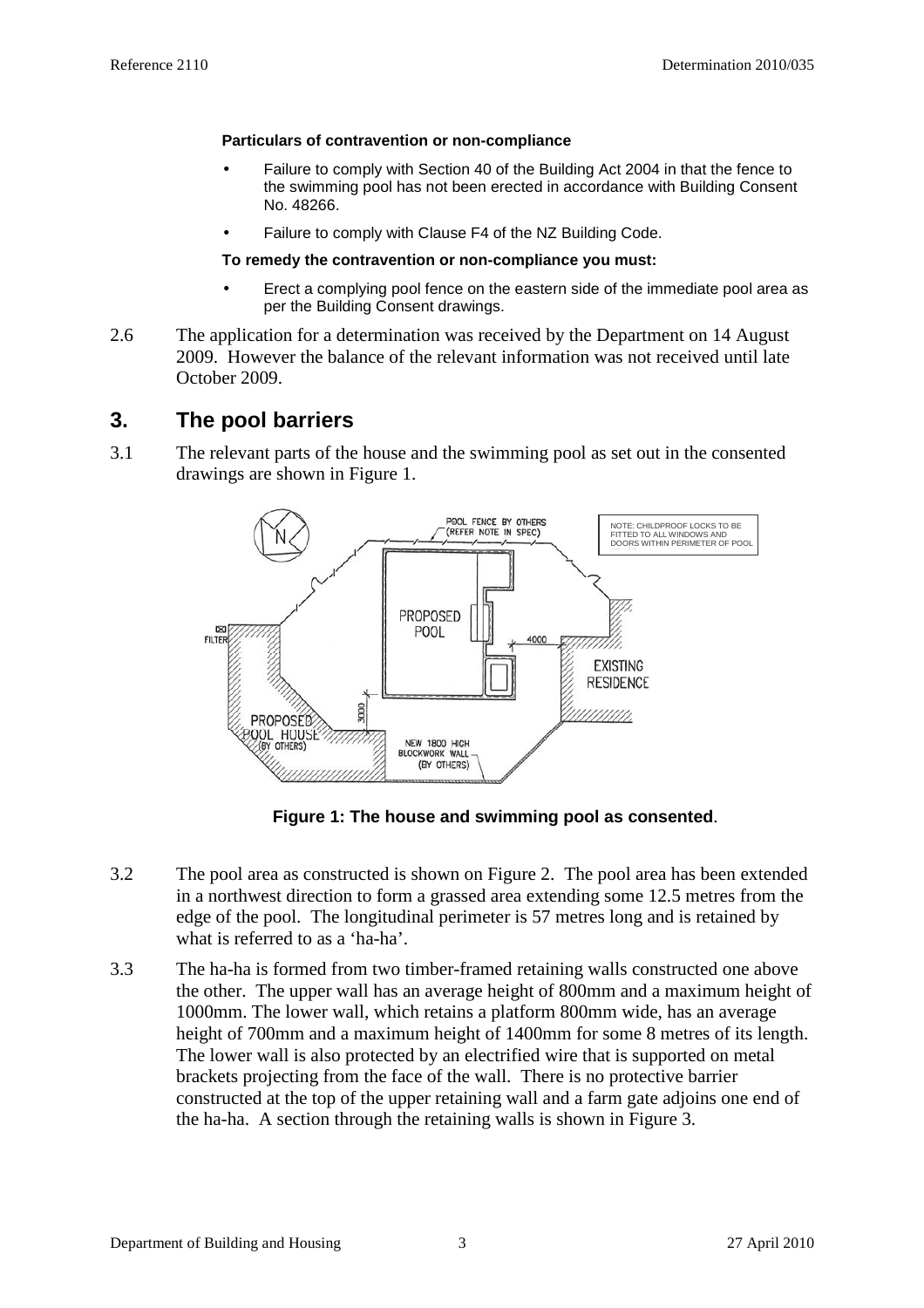**Particulars of contravention or non-compliance**

- Failure to comply with Section 40 of the Building Act 2004 in that the fence to the swimming pool has not been erected in accordance with Building Consent No. 48266.
- Failure to comply with Clause F4 of the NZ Building Code.

**To remedy the contravention or non-compliance you must:**

- Erect a complying pool fence on the eastern side of the immediate pool area as per the Building Consent drawings.

2.6 The application for a determination was received by the Department on 14 August 2009. However the balance of the relevant information was not received until late October 2009.

## 3. The pool barriers

3.1 The relevant parts of the house and the swimming pool as set out in the consented drawings are shown in Figure 1.

**Figure 1: The house and swimming pool as consented**.

3.2 The pool area as constructed is shown on Figure 2. The pool area has been extended in a northwest direction to form a grassed area extending some 12.5 metres from the edge of the pool. The longitudinal perimeter is 57 metres long and is retained by what is referred to as a 'ha-ha'.

3.3 The ha-ha is formed from two timber-framed retaining walls constructed one above the other. The upper wall has an average height of 800mm and a maximum height of 1000mm. The lower wall, which retains a platform 800mm wide, has an average height of 700mm and a maximum height of 1400mm for some 8 metres of its length. The lower wall is also protected by an electrified wire that is supported on metal brackets projecting from the face of the wall. There is no protective barrier constructed at the top of the upper retaining wall and a farm gate adjoins one end of the ha-ha. A section through the retaining walls is shown in Figure 3.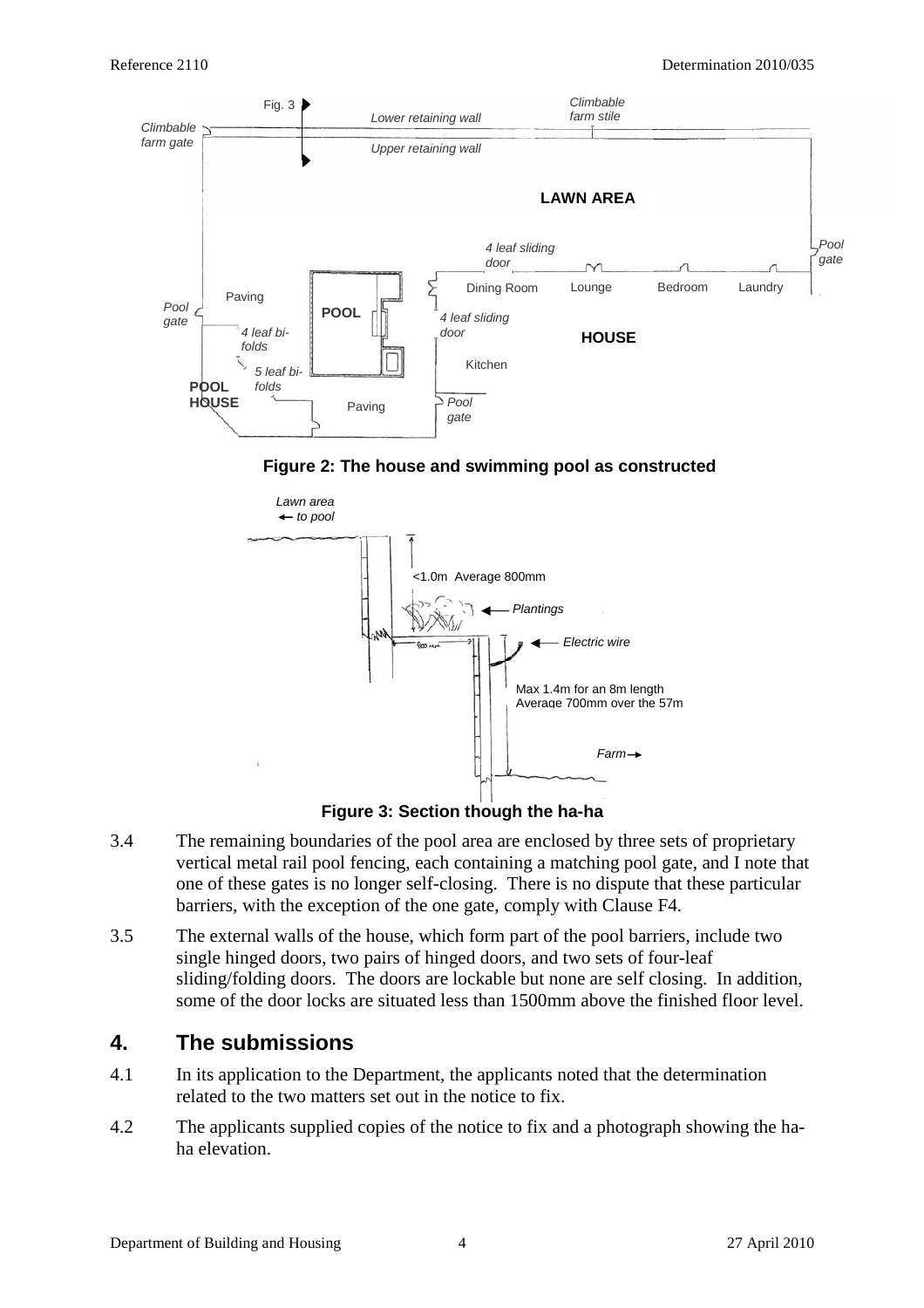**Figure 2: The house and swimming pool as constructed**

**Figure 3: Section though the ha-ha**

3.4 The remaining boundaries of the pool area are enclosed by three sets of proprietary vertical metal rail pool fencing, each containing a matching pool gate, and I note that one of these gates is no longer self-closing. There is no dispute that these particular barriers, with the exception of the one gate, comply with Clause F4.

3.5 The external walls of the house, which form part of the pool barriers, include two single hinged doors, two pairs of hinged doors, and two sets of four-leaf sliding/folding doors. The doors are lockable but none are self closing. In addition, some of the door locks are situated less than 1500mm above the finished floor level.

## 4. The submissions

4.1 In its application to the Department, the applicants noted that the determination related to the two matters set out in the notice to fix.

4.2 The applicants supplied copies of the notice to fix and a photograph showing the ha-ha elevation.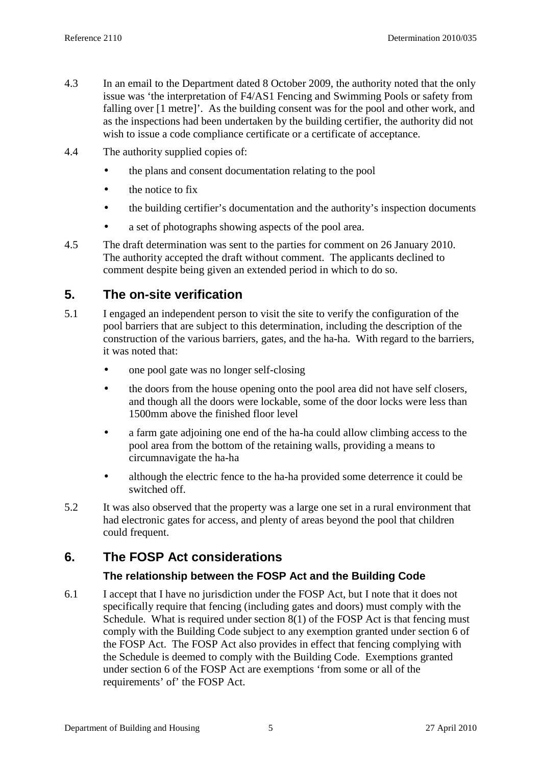4.3 In an email to the Department dated 8 October 2009, the authority noted that the only issue was 'the interpretation of F4/AS1 Fencing and Swimming Pools or safety from falling over [1 metre]'. As the building consent was for the pool and other work, and as the inspections had been undertaken by the building certifier, the authority did not wish to issue a code compliance certificate or a certificate of acceptance.

4.4 The authority supplied copies of:

- the plans and consent documentation relating to the pool
- the notice to fix
- the building certifier's documentation and the authority's inspection documents
- a set of photographs showing aspects of the pool area.

4.5 The draft determination was sent to the parties for comment on 26 January 2010. The authority accepted the draft without comment. The applicants declined to comment despite being given an extended period in which to do so.

## 5. The on-site verification

5.1 I engaged an independent person to visit the site to verify the configuration of the pool barriers that are subject to this determination, including the description of the construction of the various barriers, gates, and the ha-ha. With regard to the barriers, it was noted that:

- one pool gate was no longer self-closing
- the doors from the house opening onto the pool area did not have self closers, and though all the doors were lockable, some of the door locks were less than 1500mm above the finished floor level
- a farm gate adjoining one end of the ha-ha could allow climbing access to the pool area from the bottom of the retaining walls, providing a means to circumnavigate the ha-ha
- although the electric fence to the ha-ha provided some deterrence it could be switched off.

5.2 It was also observed that the property was a large one set in a rural environment that had electronic gates for access, and plenty of areas beyond the pool that children could frequent.

## 6. The FOSP Act considerations

### The relationship between the FOSP Act and the Building Code

6.1 I accept that I have no jurisdiction under the FOSP Act, but I note that it does not specifically require that fencing (including gates and doors) must comply with the Schedule. What is required under section 8(1) of the FOSP Act is that fencing must comply with the Building Code subject to any exemption granted under section 6 of the FOSP Act. The FOSP Act also provides in effect that fencing complying with the Schedule is deemed to comply with the Building Code. Exemptions granted under section 6 of the FOSP Act are exemptions 'from some or all of the requirements' of' the FOSP Act.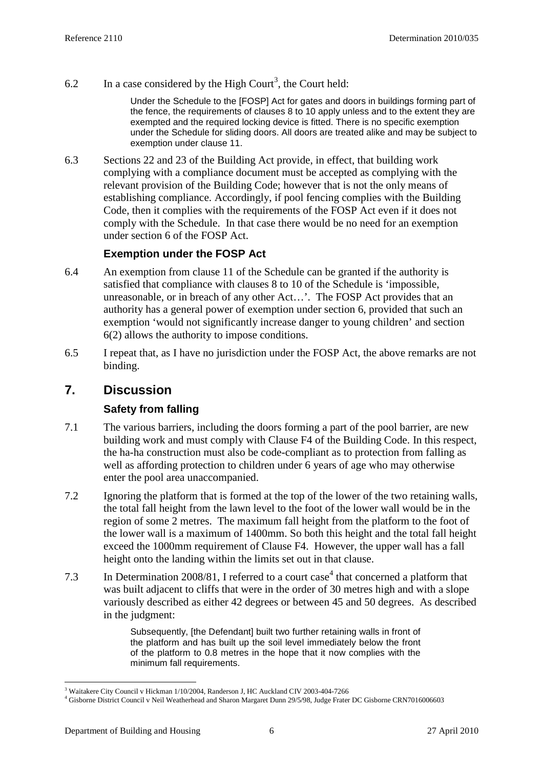6.2 In a case considered by the High Court[3], the Court held:

> Under the Schedule to the [FOSP] Act for gates and doors in buildings forming part of the fence, the requirements of clauses 8 to 10 apply unless and to the extent they are exempted and the required locking device is fitted. There is no specific exemption under the Schedule for sliding doors. All doors are treated alike and may be subject to exemption under clause 11.

6.3 Sections 22 and 23 of the Building Act provide, in effect, that building work complying with a compliance document must be accepted as complying with the relevant provision of the Building Code; however that is not the only means of establishing compliance. Accordingly, if pool fencing complies with the Building Code, then it complies with the requirements of the FOSP Act even if it does not comply with the Schedule. In that case there would be no need for an exemption under section 6 of the FOSP Act.

### Exemption under the FOSP Act

6.4 An exemption from clause 11 of the Schedule can be granted if the authority is satisfied that compliance with clauses 8 to 10 of the Schedule is 'impossible, unreasonable, or in breach of any other Act…'. The FOSP Act provides that an authority has a general power of exemption under section 6, provided that such an exemption 'would not significantly increase danger to young children' and section 6(2) allows the authority to impose conditions.

6.5 I repeat that, as I have no jurisdiction under the FOSP Act, the above remarks are not binding.

## 7. Discussion

### Safety from falling

7.1 The various barriers, including the doors forming a part of the pool barrier, are new building work and must comply with Clause F4 of the Building Code. In this respect, the ha-ha construction must also be code-compliant as to protection from falling as well as affording protection to children under 6 years of age who may otherwise enter the pool area unaccompanied.

7.2 Ignoring the platform that is formed at the top of the lower of the two retaining walls, the total fall height from the lawn level to the foot of the lower wall would be in the region of some 2 metres. The maximum fall height from the platform to the foot of the lower wall is a maximum of 1400mm. So both this height and the total fall height exceed the 1000mm requirement of Clause F4. However, the upper wall has a fall height onto the landing within the limits set out in that clause.

7.3 In Determination 2008/81, I referred to a court case[4] that concerned a platform that was built adjacent to cliffs that were in the order of 30 metres high and with a slope variously described as either 42 degrees or between 45 and 50 degrees. As described in the judgment:

> Subsequently, [the Defendant] built two further retaining walls in front of the platform and has built up the soil level immediately below the front of the platform to 0.8 metres in the hope that it now complies with the minimum fall requirements.

---

[3] Waitakere City Council v Hickman 1/10/2004, Randerson J, HC Auckland CIV 2003-404-7266

[4] Gisborne District Council v Neil Weatherhead and Sharon Margaret Dunn 29/5/98, Judge Frater DC Gisborne CRN7016006603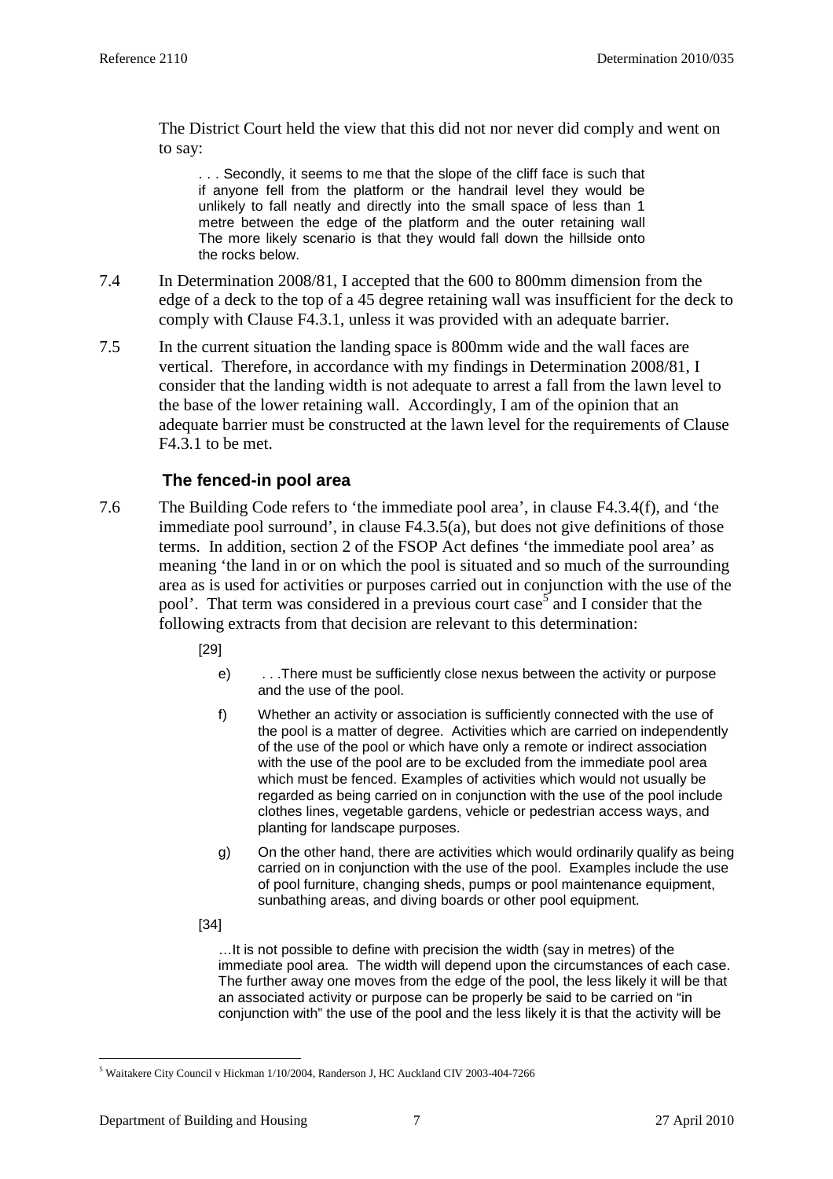The District Court held the view that this did not nor never did comply and went on to say:

> . . . Secondly, it seems to me that the slope of the cliff face is such that if anyone fell from the platform or the handrail level they would be unlikely to fall neatly and directly into the small space of less than 1 metre between the edge of the platform and the outer retaining wall The more likely scenario is that they would fall down the hillside onto the rocks below.

7.4 In Determination 2008/81, I accepted that the 600 to 800mm dimension from the edge of a deck to the top of a 45 degree retaining wall was insufficient for the deck to comply with Clause F4.3.1, unless it was provided with an adequate barrier.

7.5 In the current situation the landing space is 800mm wide and the wall faces are vertical. Therefore, in accordance with my findings in Determination 2008/81, I consider that the landing width is not adequate to arrest a fall from the lawn level to the base of the lower retaining wall. Accordingly, I am of the opinion that an adequate barrier must be constructed at the lawn level for the requirements of Clause F4.3.1 to be met.

### The fenced-in pool area

7.6 The Building Code refers to 'the immediate pool area', in clause F4.3.4(f), and 'the immediate pool surround', in clause F4.3.5(a), but does not give definitions of those terms. In addition, section 2 of the FSOP Act defines 'the immediate pool area' as meaning 'the land in or on which the pool is situated and so much of the surrounding area as is used for activities or purposes carried out in conjunction with the use of the pool'. That term was considered in a previous court case[5] and I consider that the following extracts from that decision are relevant to this determination:

> [29]
>
> e) . . .There must be sufficiently close nexus between the activity or purpose and the use of the pool.
>
> f) Whether an activity or association is sufficiently connected with the use of the pool is a matter of degree. Activities which are carried on independently of the use of the pool or which have only a remote or indirect association with the use of the pool are to be excluded from the immediate pool area which must be fenced. Examples of activities which would not usually be regarded as being carried on in conjunction with the use of the pool include clothes lines, vegetable gardens, vehicle or pedestrian access ways, and planting for landscape purposes.
>
> g) On the other hand, there are activities which would ordinarily qualify as being carried on in conjunction with the use of the pool. Examples include the use of pool furniture, changing sheds, pumps or pool maintenance equipment, sunbathing areas, and diving boards or other pool equipment.
>
> [34]
>
> …It is not possible to define with precision the width (say in metres) of the immediate pool area. The width will depend upon the circumstances of each case. The further away one moves from the edge of the pool, the less likely it will be that an associated activity or purpose can be properly be said to be carried on "in conjunction with" the use of the pool and the less likely it is that the activity will be

[5] Waitakere City Council v Hickman 1/10/2004, Randerson J, HC Auckland CIV 2003-404-7266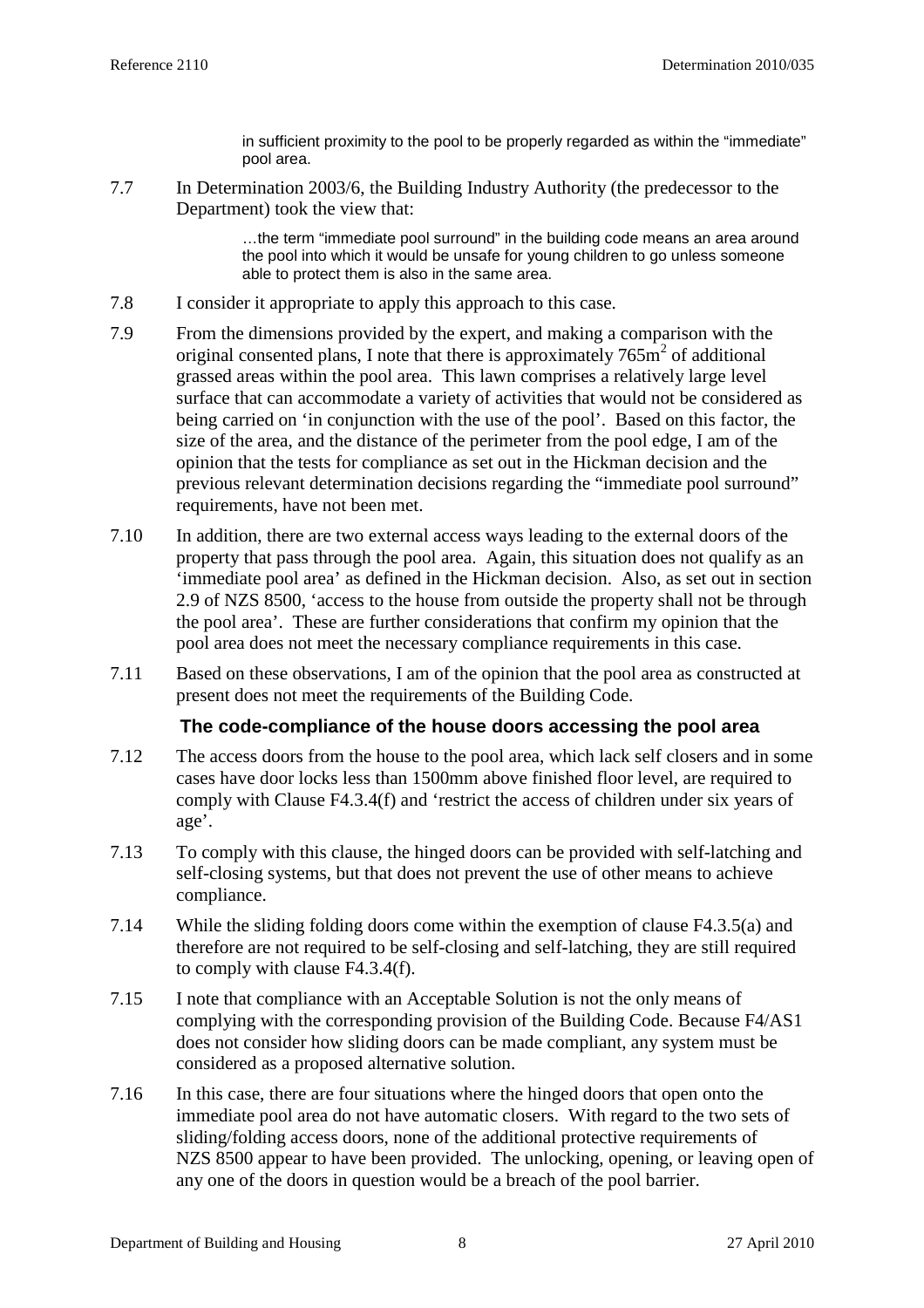> in sufficient proximity to the pool to be properly regarded as within the "immediate" pool area.

7.7 In Determination 2003/6, the Building Industry Authority (the predecessor to the Department) took the view that:

> …the term "immediate pool surround" in the building code means an area around the pool into which it would be unsafe for young children to go unless someone able to protect them is also in the same area.

7.8 I consider it appropriate to apply this approach to this case.

7.9 From the dimensions provided by the expert, and making a comparison with the original consented plans, I note that there is approximately $765m^2$ of additional grassed areas within the pool area. This lawn comprises a relatively large level surface that can accommodate a variety of activities that would not be considered as being carried on 'in conjunction with the use of the pool'. Based on this factor, the size of the area, and the distance of the perimeter from the pool edge, I am of the opinion that the tests for compliance as set out in the Hickman decision and the previous relevant determination decisions regarding the "immediate pool surround" requirements, have not been met.

7.10 In addition, there are two external access ways leading to the external doors of the property that pass through the pool area. Again, this situation does not qualify as an 'immediate pool area' as defined in the Hickman decision. Also, as set out in section 2.9 of NZS 8500, 'access to the house from outside the property shall not be through the pool area'. These are further considerations that confirm my opinion that the pool area does not meet the necessary compliance requirements in this case.

7.11 Based on these observations, I am of the opinion that the pool area as constructed at present does not meet the requirements of the Building Code.

### The code-compliance of the house doors accessing the pool area

7.12 The access doors from the house to the pool area, which lack self closers and in some cases have door locks less than 1500mm above finished floor level, are required to comply with Clause F4.3.4(f) and 'restrict the access of children under six years of age'.

7.13 To comply with this clause, the hinged doors can be provided with self-latching and self-closing systems, but that does not prevent the use of other means to achieve compliance.

7.14 While the sliding folding doors come within the exemption of clause F4.3.5(a) and therefore are not required to be self-closing and self-latching, they are still required to comply with clause F4.3.4(f).

7.15 I note that compliance with an Acceptable Solution is not the only means of complying with the corresponding provision of the Building Code. Because F4/AS1 does not consider how sliding doors can be made compliant, any system must be considered as a proposed alternative solution.

7.16 In this case, there are four situations where the hinged doors that open onto the immediate pool area do not have automatic closers. With regard to the two sets of sliding/folding access doors, none of the additional protective requirements of NZS 8500 appear to have been provided. The unlocking, opening, or leaving open of any one of the doors in question would be a breach of the pool barrier.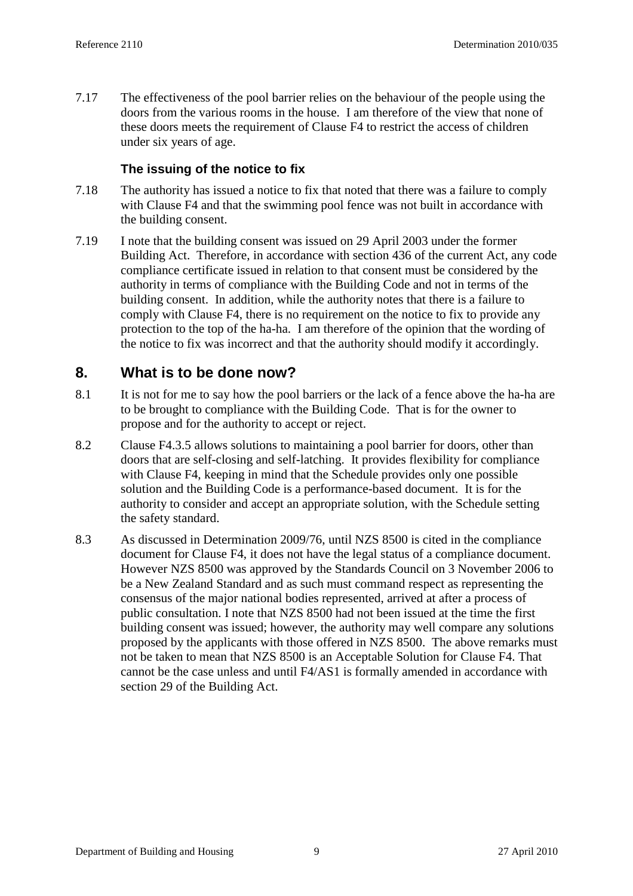7.17 The effectiveness of the pool barrier relies on the behaviour of the people using the doors from the various rooms in the house. I am therefore of the view that none of these doors meets the requirement of Clause F4 to restrict the access of children under six years of age.

### The issuing of the notice to fix

7.18 The authority has issued a notice to fix that noted that there was a failure to comply with Clause F4 and that the swimming pool fence was not built in accordance with the building consent.

7.19 I note that the building consent was issued on 29 April 2003 under the former Building Act. Therefore, in accordance with section 436 of the current Act, any code compliance certificate issued in relation to that consent must be considered by the authority in terms of compliance with the Building Code and not in terms of the building consent. In addition, while the authority notes that there is a failure to comply with Clause F4, there is no requirement on the notice to fix to provide any protection to the top of the ha-ha. I am therefore of the opinion that the wording of the notice to fix was incorrect and that the authority should modify it accordingly.

## 8. What is to be done now?

8.1 It is not for me to say how the pool barriers or the lack of a fence above the ha-ha are to be brought to compliance with the Building Code. That is for the owner to propose and for the authority to accept or reject.

8.2 Clause F4.3.5 allows solutions to maintaining a pool barrier for doors, other than doors that are self-closing and self-latching. It provides flexibility for compliance with Clause F4, keeping in mind that the Schedule provides only one possible solution and the Building Code is a performance-based document. It is for the authority to consider and accept an appropriate solution, with the Schedule setting the safety standard.

8.3 As discussed in Determination 2009/76, until NZS 8500 is cited in the compliance document for Clause F4, it does not have the legal status of a compliance document. However NZS 8500 was approved by the Standards Council on 3 November 2006 to be a New Zealand Standard and as such must command respect as representing the consensus of the major national bodies represented, arrived at after a process of public consultation. I note that NZS 8500 had not been issued at the time the first building consent was issued; however, the authority may well compare any solutions proposed by the applicants with those offered in NZS 8500. The above remarks must not be taken to mean that NZS 8500 is an Acceptable Solution for Clause F4. That cannot be the case unless and until F4/AS1 is formally amended in accordance with section 29 of the Building Act.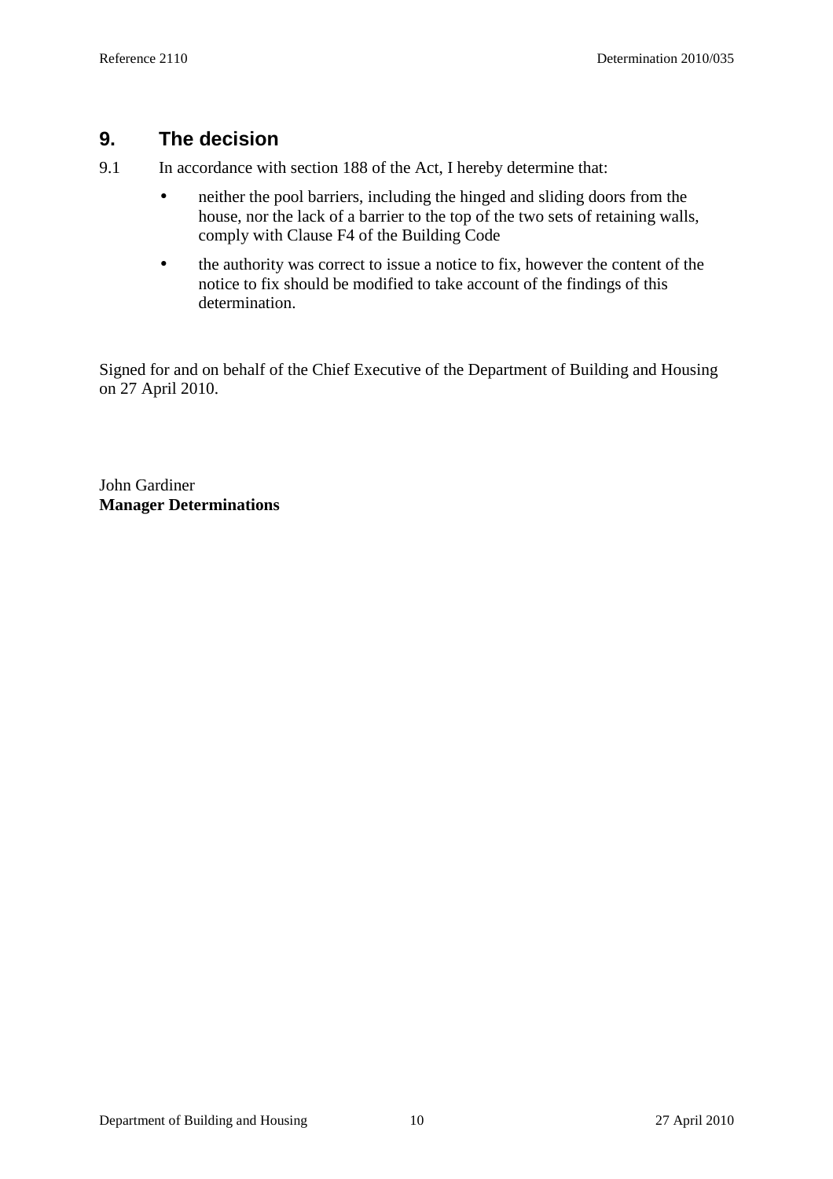## 9. The decision

9.1 In accordance with section 188 of the Act, I hereby determine that:

- neither the pool barriers, including the hinged and sliding doors from the house, nor the lack of a barrier to the top of the two sets of retaining walls, comply with Clause F4 of the Building Code
- the authority was correct to issue a notice to fix, however the content of the notice to fix should be modified to take account of the findings of this determination.

Signed for and on behalf of the Chief Executive of the Department of Building and Housing on 27 April 2010.

John Gardiner
**Manager Determinations**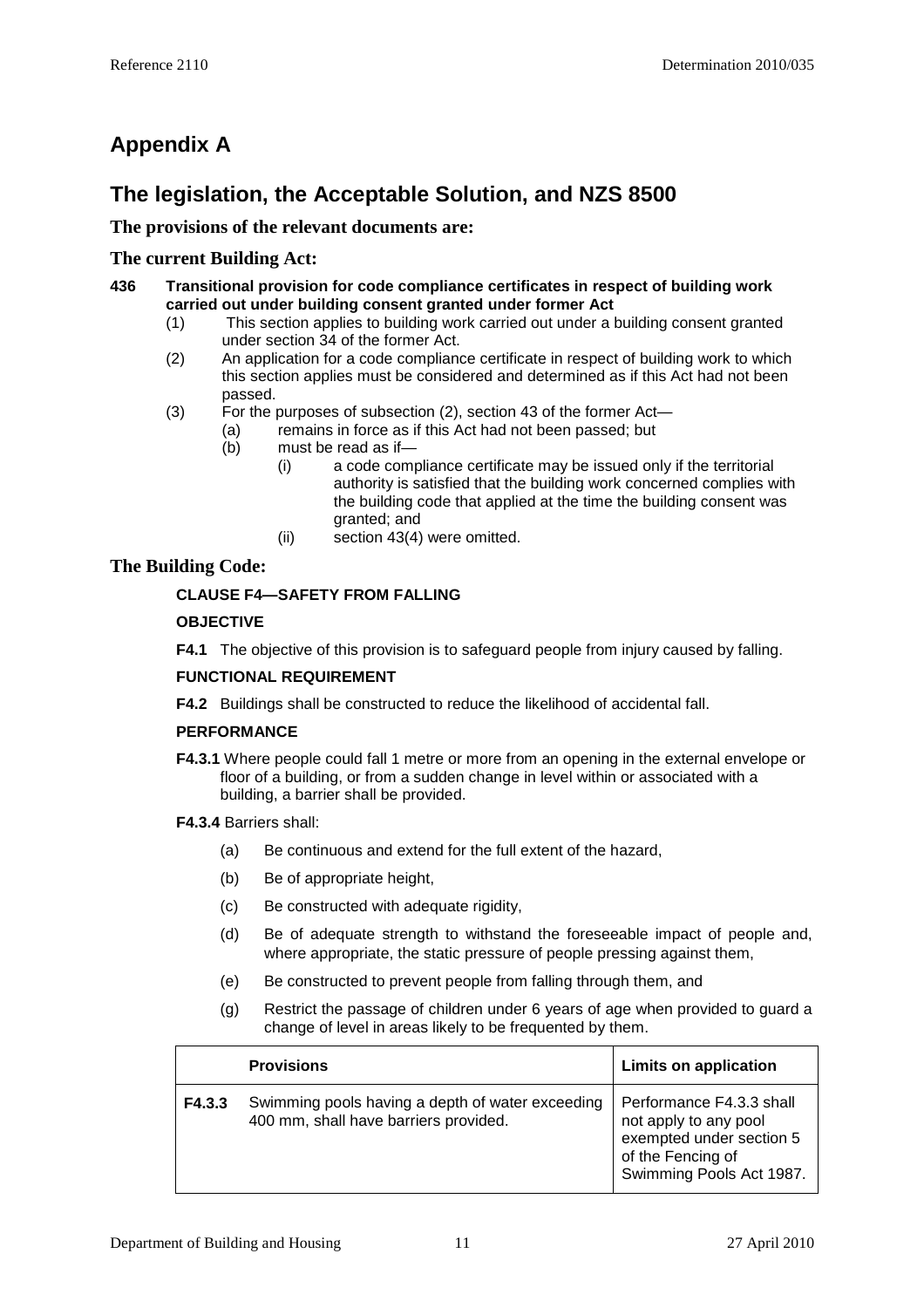# Appendix A

## The legislation, the Acceptable Solution, and NZS 8500

### The provisions of the relevant documents are:

### The current Building Act:

**436 Transitional provision for code compliance certificates in respect of building work carried out under building consent granted under former Act**

(1) This section applies to building work carried out under a building consent granted under section 34 of the former Act.

(2) An application for a code compliance certificate in respect of building work to which this section applies must be considered and determined as if this Act had not been passed.

(3) For the purposes of subsection (2), section 43 of the former Act—

- (a) remains in force as if this Act had not been passed; but
- (b) must be read as if—
  - (i) a code compliance certificate may be issued only if the territorial authority is satisfied that the building work concerned complies with the building code that applied at the time the building consent was granted; and
  - (ii) section 43(4) were omitted.

### The Building Code:

**CLAUSE F4—SAFETY FROM FALLING**

**OBJECTIVE**

**F4.1** The objective of this provision is to safeguard people from injury caused by falling.

**FUNCTIONAL REQUIREMENT**

**F4.2** Buildings shall be constructed to reduce the likelihood of accidental fall.

**PERFORMANCE**

**F4.3.1** Where people could fall 1 metre or more from an opening in the external envelope or floor of a building, or from a sudden change in level within or associated with a building, a barrier shall be provided.

**F4.3.4** Barriers shall:

- (a) Be continuous and extend for the full extent of the hazard,
- (b) Be of appropriate height,
- (c) Be constructed with adequate rigidity,
- (d) Be of adequate strength to withstand the foreseeable impact of people and, where appropriate, the static pressure of people pressing against them,
- (e) Be constructed to prevent people from falling through them, and
- (g) Restrict the passage of children under 6 years of age when provided to guard a change of level in areas likely to be frequented by them.

| | Provisions | Limits on application |
|---|---|---|
| **F4.3.3** | Swimming pools having a depth of water exceeding 400 mm, shall have barriers provided. | Performance F4.3.3 shall not apply to any pool exempted under section 5 of the Fencing of Swimming Pools Act 1987. |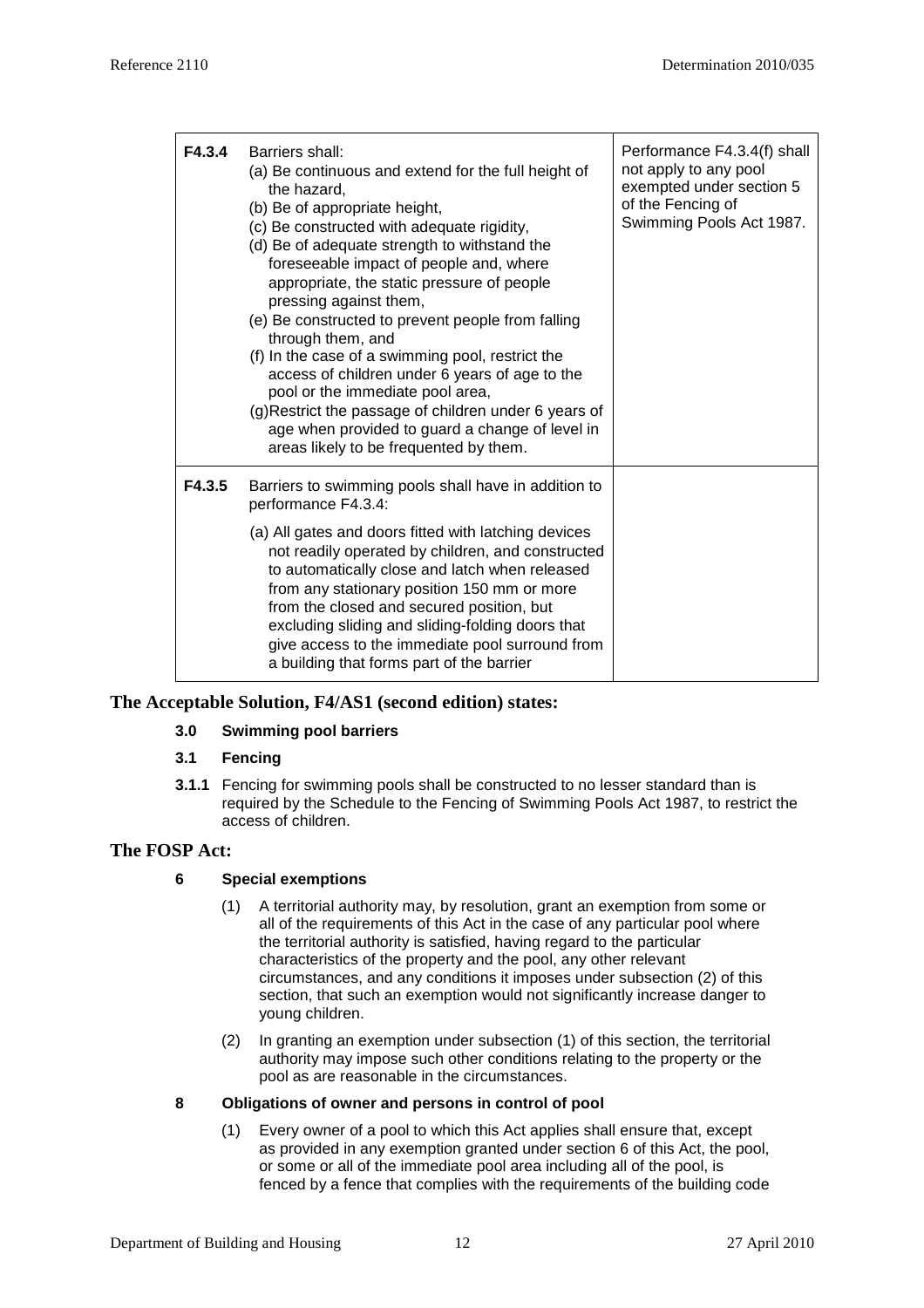| | | |
|---|---|---|
| **F4.3.4** | Barriers shall:<br>(a) Be continuous and extend for the full height of the hazard,<br>(b) Be of appropriate height,<br>(c) Be constructed with adequate rigidity,<br>(d) Be of adequate strength to withstand the foreseeable impact of people and, where appropriate, the static pressure of people pressing against them,<br>(e) Be constructed to prevent people from falling through them, and<br>(f) In the case of a swimming pool, restrict the access of children under 6 years of age to the pool or the immediate pool area,<br>(g)Restrict the passage of children under 6 years of age when provided to guard a change of level in areas likely to be frequented by them. | Performance F4.3.4(f) shall not apply to any pool exempted under section 5 of the Fencing of Swimming Pools Act 1987. |
| **F4.3.5** | Barriers to swimming pools shall have in addition to performance F4.3.4:<br>(a) All gates and doors fitted with latching devices not readily operated by children, and constructed to automatically close and latch when released from any stationary position 150 mm or more from the closed and secured position, but excluding sliding and sliding-folding doors that give access to the immediate pool surround from a building that forms part of the barrier | |

## The Acceptable Solution, F4/AS1 (second edition) states:

**3.0 Swimming pool barriers**

**3.1 Fencing**

**3.1.1** Fencing for swimming pools shall be constructed to no lesser standard than is required by the Schedule to the Fencing of Swimming Pools Act 1987, to restrict the access of children.

## The FOSP Act:

**6 Special exemptions**

(1) A territorial authority may, by resolution, grant an exemption from some or all of the requirements of this Act in the case of any particular pool where the territorial authority is satisfied, having regard to the particular characteristics of the property and the pool, any other relevant circumstances, and any conditions it imposes under subsection (2) of this section, that such an exemption would not significantly increase danger to young children.

(2) In granting an exemption under subsection (1) of this section, the territorial authority may impose such other conditions relating to the property or the pool as are reasonable in the circumstances.

**8 Obligations of owner and persons in control of pool**

(1) Every owner of a pool to which this Act applies shall ensure that, except as provided in any exemption granted under section 6 of this Act, the pool, or some or all of the immediate pool area including all of the pool, is fenced by a fence that complies with the requirements of the building code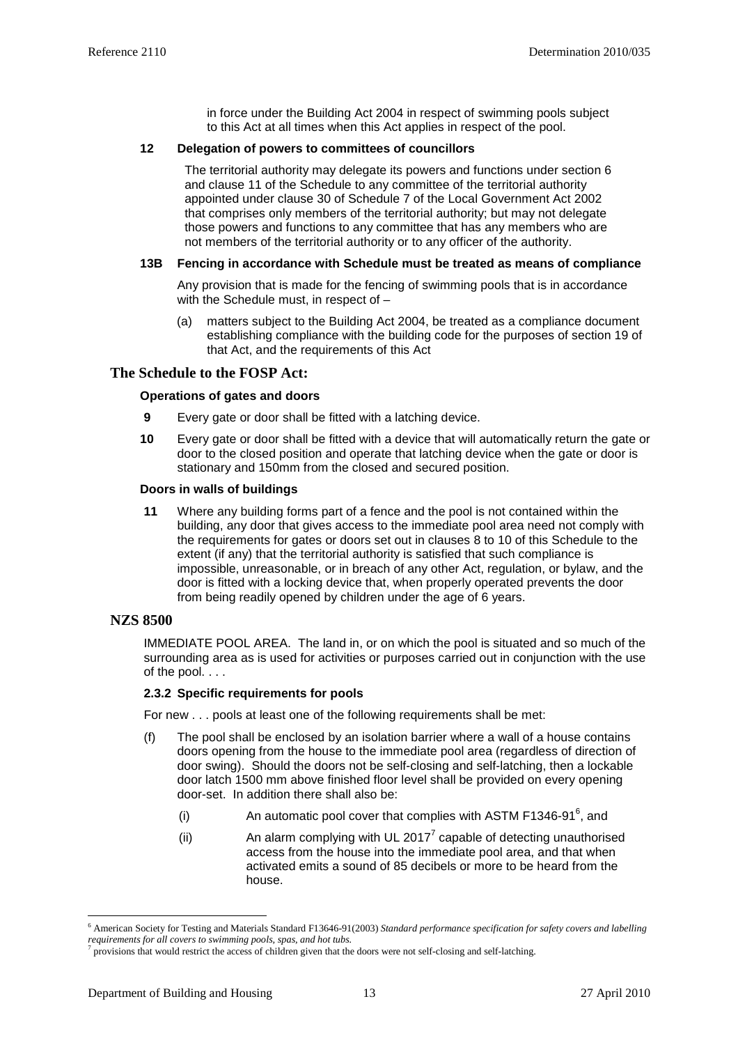in force under the Building Act 2004 in respect of swimming pools subject to this Act at all times when this Act applies in respect of the pool.

**12 Delegation of powers to committees of councillors**

The territorial authority may delegate its powers and functions under section 6 and clause 11 of the Schedule to any committee of the territorial authority appointed under clause 30 of Schedule 7 of the Local Government Act 2002 that comprises only members of the territorial authority; but may not delegate those powers and functions to any committee that has any members who are not members of the territorial authority or to any officer of the authority.

**13B Fencing in accordance with Schedule must be treated as means of compliance**

Any provision that is made for the fencing of swimming pools that is in accordance with the Schedule must, in respect of –

(a) matters subject to the Building Act 2004, be treated as a compliance document establishing compliance with the building code for the purposes of section 19 of that Act, and the requirements of this Act

## The Schedule to the FOSP Act:

**Operations of gates and doors**

**9** Every gate or door shall be fitted with a latching device.

**10** Every gate or door shall be fitted with a device that will automatically return the gate or door to the closed position and operate that latching device when the gate or door is stationary and 150mm from the closed and secured position.

**Doors in walls of buildings**

**11** Where any building forms part of a fence and the pool is not contained within the building, any door that gives access to the immediate pool area need not comply with the requirements for gates or doors set out in clauses 8 to 10 of this Schedule to the extent (if any) that the territorial authority is satisfied that such compliance is impossible, unreasonable, or in breach of any other Act, regulation, or bylaw, and the door is fitted with a locking device that, when properly operated prevents the door from being readily opened by children under the age of 6 years.

## NZS 8500

IMMEDIATE POOL AREA. The land in, or on which the pool is situated and so much of the surrounding area as is used for activities or purposes carried out in conjunction with the use of the pool. . . .

**2.3.2 Specific requirements for pools**

For new . . . pools at least one of the following requirements shall be met:

(f) The pool shall be enclosed by an isolation barrier where a wall of a house contains doors opening from the house to the immediate pool area (regardless of direction of door swing). Should the doors not be self-closing and self-latching, then a lockable door latch 1500 mm above finished floor level shall be provided on every opening door-set. In addition there shall also be:

   (i) An automatic pool cover that complies with ASTM F1346-91[6], and

   (ii) An alarm complying with UL 2017[7] capable of detecting unauthorised access from the house into the immediate pool area, and that when activated emits a sound of 85 decibels or more to be heard from the house.

---

[6] American Society for Testing and Materials Standard F13646-91(2003) *Standard performance specification for safety covers and labelling requirements for all covers to swimming pools, spas, and hot tubs.*

[7] provisions that would restrict the access of children given that the doors were not self-closing and self-latching.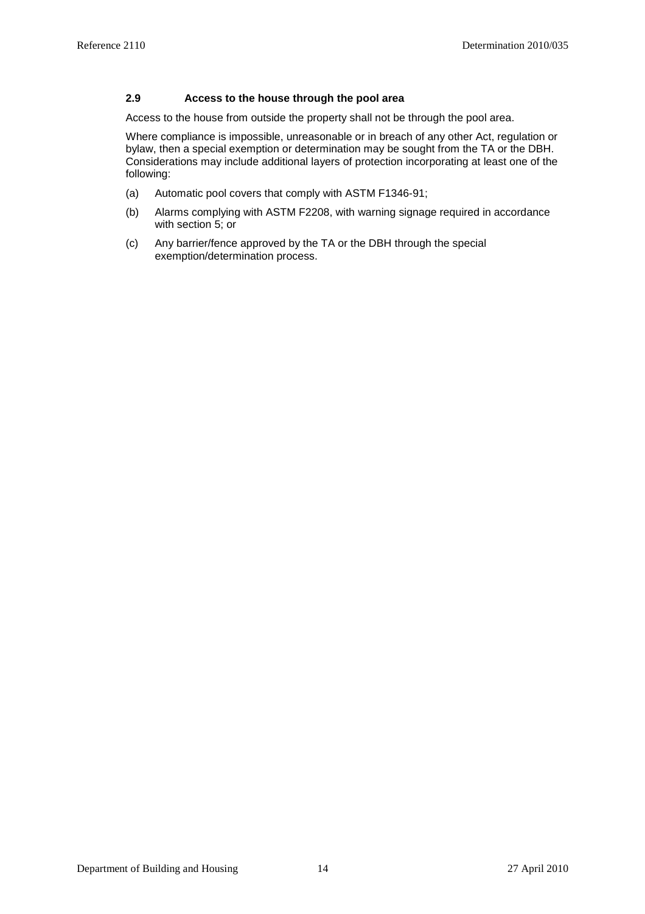### 2.9 Access to the house through the pool area

Access to the house from outside the property shall not be through the pool area.

Where compliance is impossible, unreasonable or in breach of any other Act, regulation or bylaw, then a special exemption or determination may be sought from the TA or the DBH. Considerations may include additional layers of protection incorporating at least one of the following:

(a) Automatic pool covers that comply with ASTM F1346-91;

(b) Alarms complying with ASTM F2208, with warning signage required in accordance with section 5; or

(c) Any barrier/fence approved by the TA or the DBH through the special exemption/determination process.